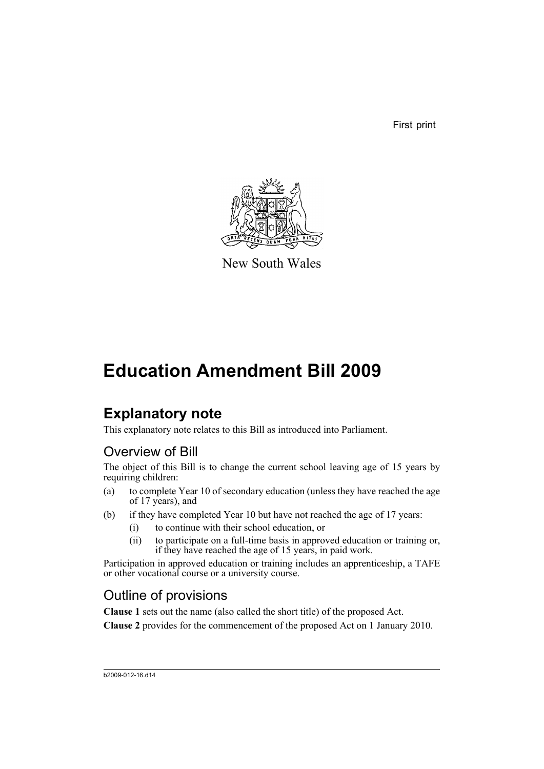First print

New South Wales

# Education Amendment Bill 2009

## Explanatory note

This explanatory note relates to this Bill as introduced into Parliament.

### Overview of Bill

The object of this Bill is to change the current school leaving age of 15 years by requiring children:

(a) to complete Year 10 of secondary education (unless they have reached the age of 17 years), and

(b) if they have completed Year 10 but have not reached the age of 17 years:

  (i) to continue with their school education, or

  (ii) to participate on a full-time basis in approved education or training or, if they have reached the age of 15 years, in paid work.

Participation in approved education or training includes an apprenticeship, a TAFE or other vocational course or a university course.

### Outline of provisions

**Clause 1** sets out the name (also called the short title) of the proposed Act.

**Clause 2** provides for the commencement of the proposed Act on 1 January 2010.

b2009-012-16.d14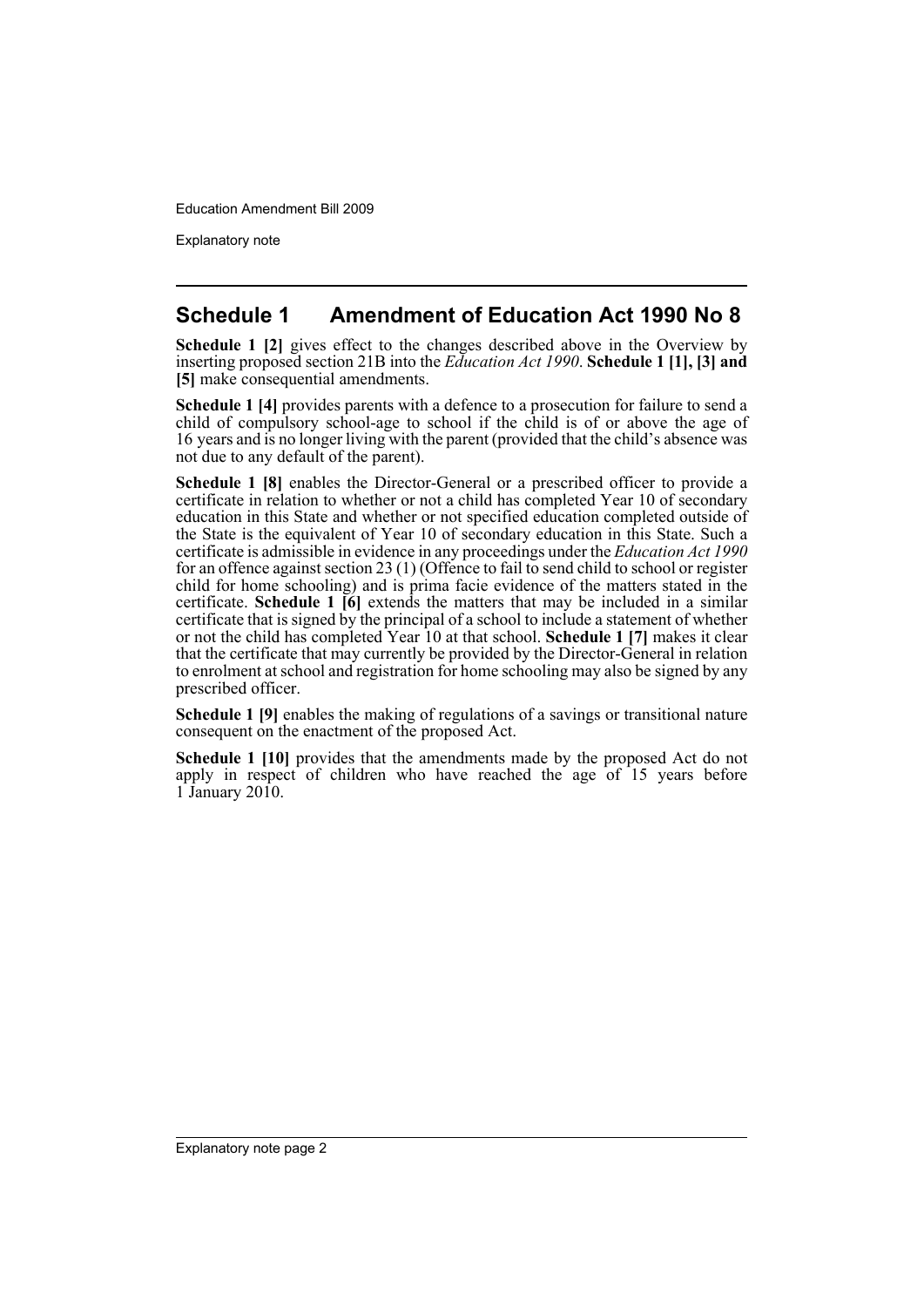## Schedule 1 Amendment of Education Act 1990 No 8

**Schedule 1 [2]** gives effect to the changes described above in the Overview by inserting proposed section 21B into the *Education Act 1990*. **Schedule 1 [1], [3] and [5]** make consequential amendments.

**Schedule 1 [4]** provides parents with a defence to a prosecution for failure to send a child of compulsory school-age to school if the child is of or above the age of 16 years and is no longer living with the parent (provided that the child's absence was not due to any default of the parent).

**Schedule 1 [8]** enables the Director-General or a prescribed officer to provide a certificate in relation to whether or not a child has completed Year 10 of secondary education in this State and whether or not specified education completed outside of the State is the equivalent of Year 10 of secondary education in this State. Such a certificate is admissible in evidence in any proceedings under the *Education Act 1990* for an offence against section 23 (1) (Offence to fail to send child to school or register child for home schooling) and is prima facie evidence of the matters stated in the certificate. **Schedule 1 [6]** extends the matters that may be included in a similar certificate that is signed by the principal of a school to include a statement of whether or not the child has completed Year 10 at that school. **Schedule 1 [7]** makes it clear that the certificate that may currently be provided by the Director-General in relation to enrolment at school and registration for home schooling may also be signed by any prescribed officer.

**Schedule 1 [9]** enables the making of regulations of a savings or transitional nature consequent on the enactment of the proposed Act.

**Schedule 1 [10]** provides that the amendments made by the proposed Act do not apply in respect of children who have reached the age of 15 years before 1 January 2010.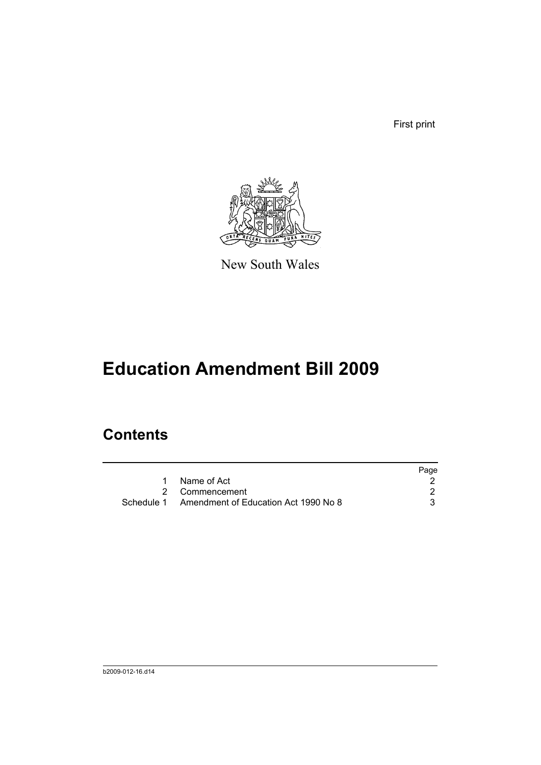First print

New South Wales

# Education Amendment Bill 2009

## Contents

| | | Page |
|---|---|---|
| 1 | Name of Act | 2 |
| 2 | Commencement | 2 |
| Schedule 1 | Amendment of Education Act 1990 No 8 | 3 |

b2009-012-16.d14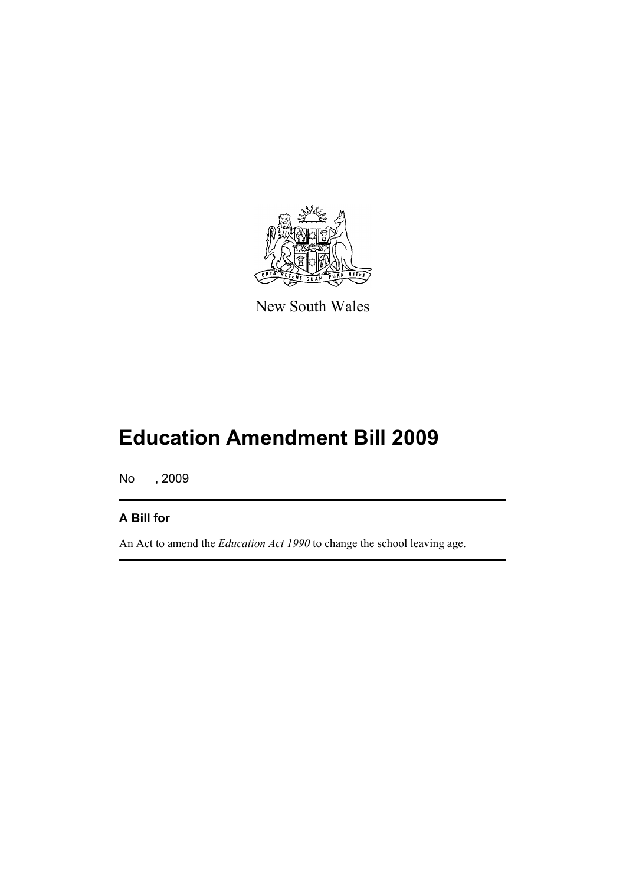New South Wales

# Education Amendment Bill 2009

No , 2009

## A Bill for

An Act to amend the *Education Act 1990* to change the school leaving age.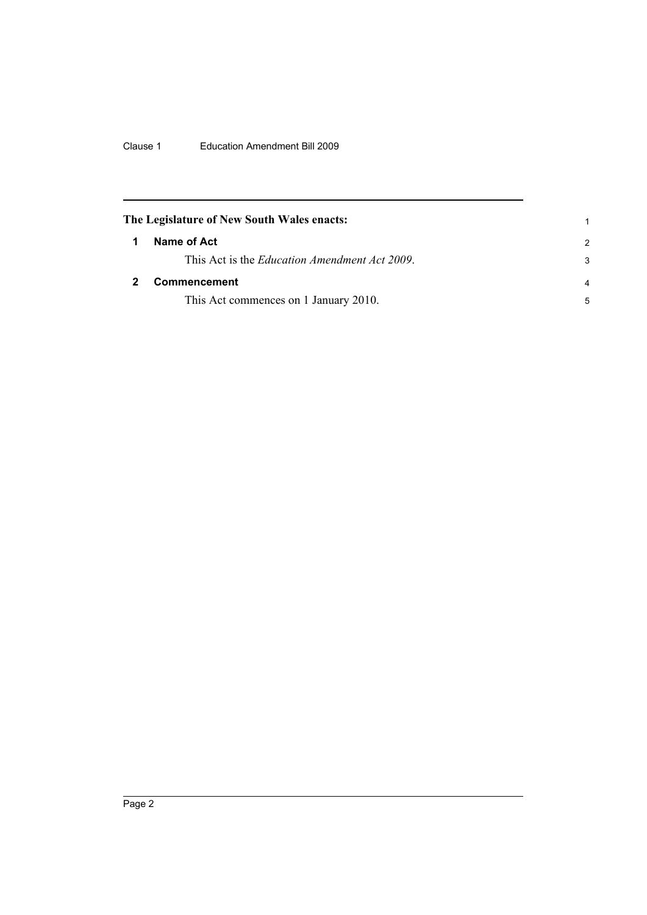**The Legislature of New South Wales enacts:**

## 1 Name of Act

This Act is the *Education Amendment Act 2009*.

## 2 Commencement

This Act commences on 1 January 2010.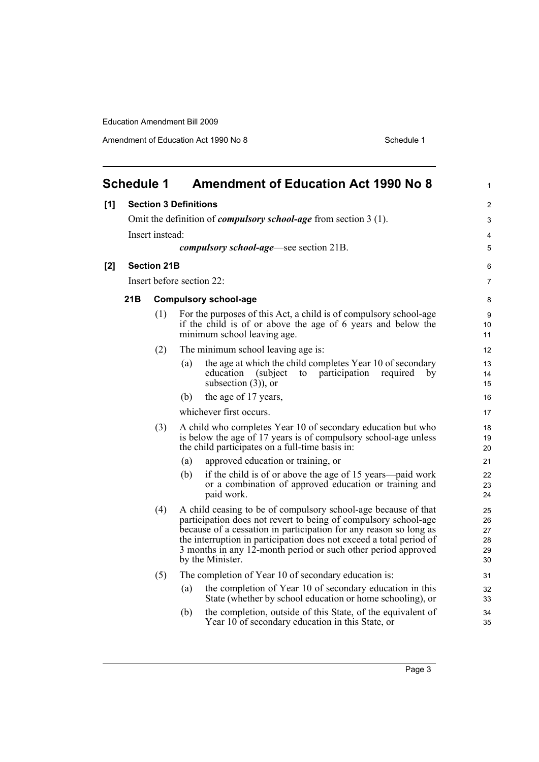## Schedule 1 Amendment of Education Act 1990 No 8

**[1] Section 3 Definitions**

Omit the definition of ***compulsory school-age*** from section 3 (1).

Insert instead:

> ***compulsory school-age***—see section 21B.

**[2] Section 21B**

Insert before section 22:

**21B Compulsory school-age**

(1) For the purposes of this Act, a child is of compulsory school-age if the child is of or above the age of 6 years and below the minimum school leaving age.

(2) The minimum school leaving age is:

- (a) the age at which the child completes Year 10 of secondary education (subject to participation required by subsection (3)), or
- (b) the age of 17 years,

whichever first occurs.

(3) A child who completes Year 10 of secondary education but who is below the age of 17 years is of compulsory school-age unless the child participates on a full-time basis in:

- (a) approved education or training, or
- (b) if the child is of or above the age of 15 years—paid work or a combination of approved education or training and paid work.

(4) A child ceasing to be of compulsory school-age because of that participation does not revert to being of compulsory school-age because of a cessation in participation for any reason so long as the interruption in participation does not exceed a total period of 3 months in any 12-month period or such other period approved by the Minister.

(5) The completion of Year 10 of secondary education is:

- (a) the completion of Year 10 of secondary education in this State (whether by school education or home schooling), or
- (b) the completion, outside of this State, of the equivalent of Year 10 of secondary education in this State, or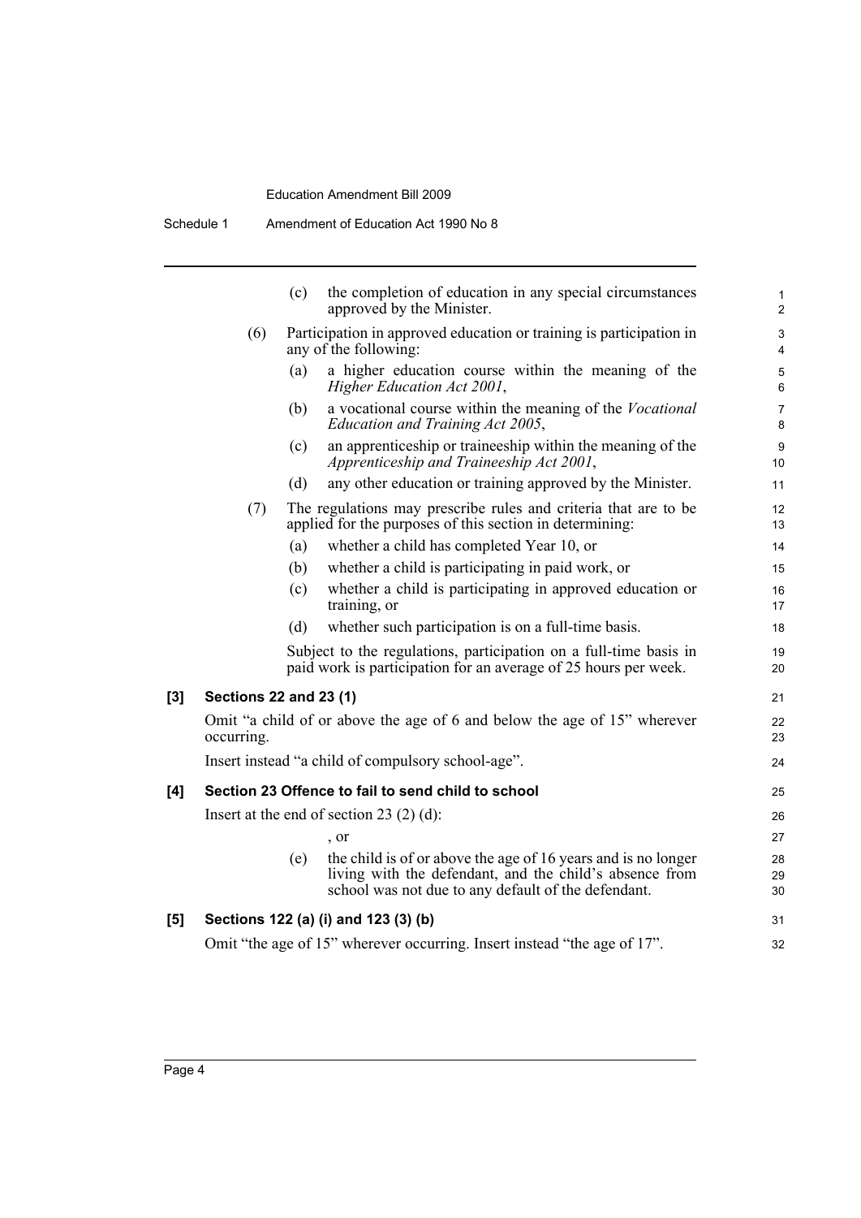(c) the completion of education in any special circumstances approved by the Minister.

(6) Participation in approved education or training is participation in any of the following:

(a) a higher education course within the meaning of the *Higher Education Act 2001*,

(b) a vocational course within the meaning of the *Vocational Education and Training Act 2005*,

(c) an apprenticeship or traineeship within the meaning of the *Apprenticeship and Traineeship Act 2001*,

(d) any other education or training approved by the Minister.

(7) The regulations may prescribe rules and criteria that are to be applied for the purposes of this section in determining:

(a) whether a child has completed Year 10, or

(b) whether a child is participating in paid work, or

(c) whether a child is participating in approved education or training, or

(d) whether such participation is on a full-time basis.

Subject to the regulations, participation on a full-time basis in paid work is participation for an average of 25 hours per week.

**[3] Sections 22 and 23 (1)**

Omit "a child of or above the age of 6 and below the age of 15" wherever occurring.

Insert instead "a child of compulsory school-age".

**[4] Section 23 Offence to fail to send child to school**

Insert at the end of section 23 (2) (d):

, or

(e) the child is of or above the age of 16 years and is no longer living with the defendant, and the child's absence from school was not due to any default of the defendant.

**[5] Sections 122 (a) (i) and 123 (3) (b)**

Omit "the age of 15" wherever occurring. Insert instead "the age of 17".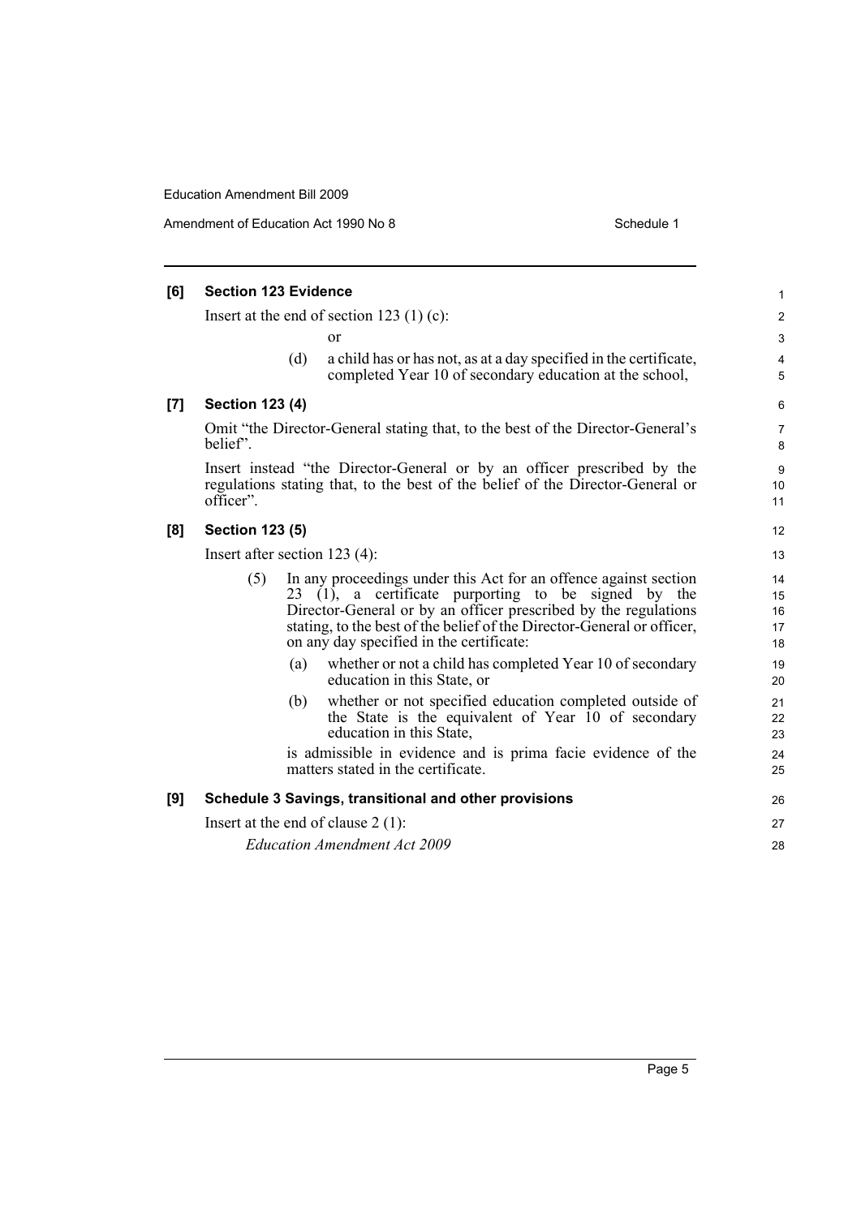### [6] Section 123 Evidence

Insert at the end of section 123 (1) (c):

or

(d) a child has or has not, as at a day specified in the certificate, completed Year 10 of secondary education at the school,

### [7] Section 123 (4)

Omit "the Director-General stating that, to the best of the Director-General's belief".

Insert instead "the Director-General or by an officer prescribed by the regulations stating that, to the best of the belief of the Director-General or officer".

### [8] Section 123 (5)

Insert after section 123 (4):

(5) In any proceedings under this Act for an offence against section 23 (1), a certificate purporting to be signed by the Director-General or by an officer prescribed by the regulations stating, to the best of the belief of the Director-General or officer, on any day specified in the certificate:

(a) whether or not a child has completed Year 10 of secondary education in this State, or

(b) whether or not specified education completed outside of the State is the equivalent of Year 10 of secondary education in this State,

is admissible in evidence and is prima facie evidence of the matters stated in the certificate.

### [9] Schedule 3 Savings, transitional and other provisions

Insert at the end of clause 2 (1):

*Education Amendment Act 2009*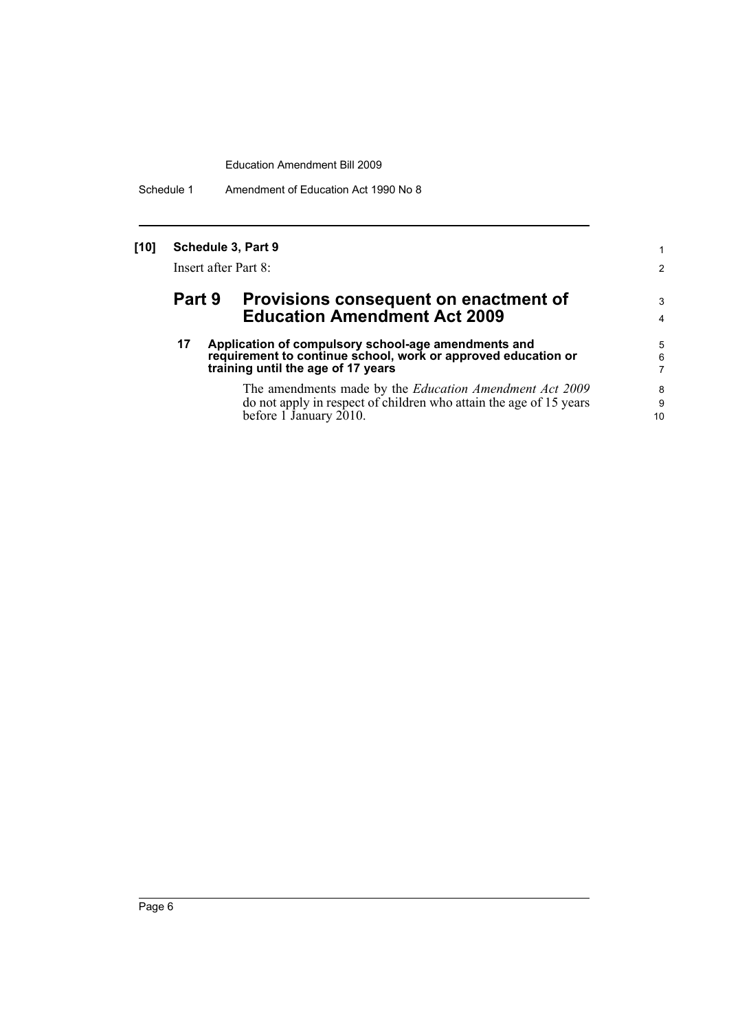**[10] Schedule 3, Part 9**

Insert after Part 8:

## Part 9 Provisions consequent on enactment of Education Amendment Act 2009

**17 Application of compulsory school-age amendments and requirement to continue school, work or approved education or training until the age of 17 years**

The amendments made by the *Education Amendment Act 2009* do not apply in respect of children who attain the age of 15 years before 1 January 2010.